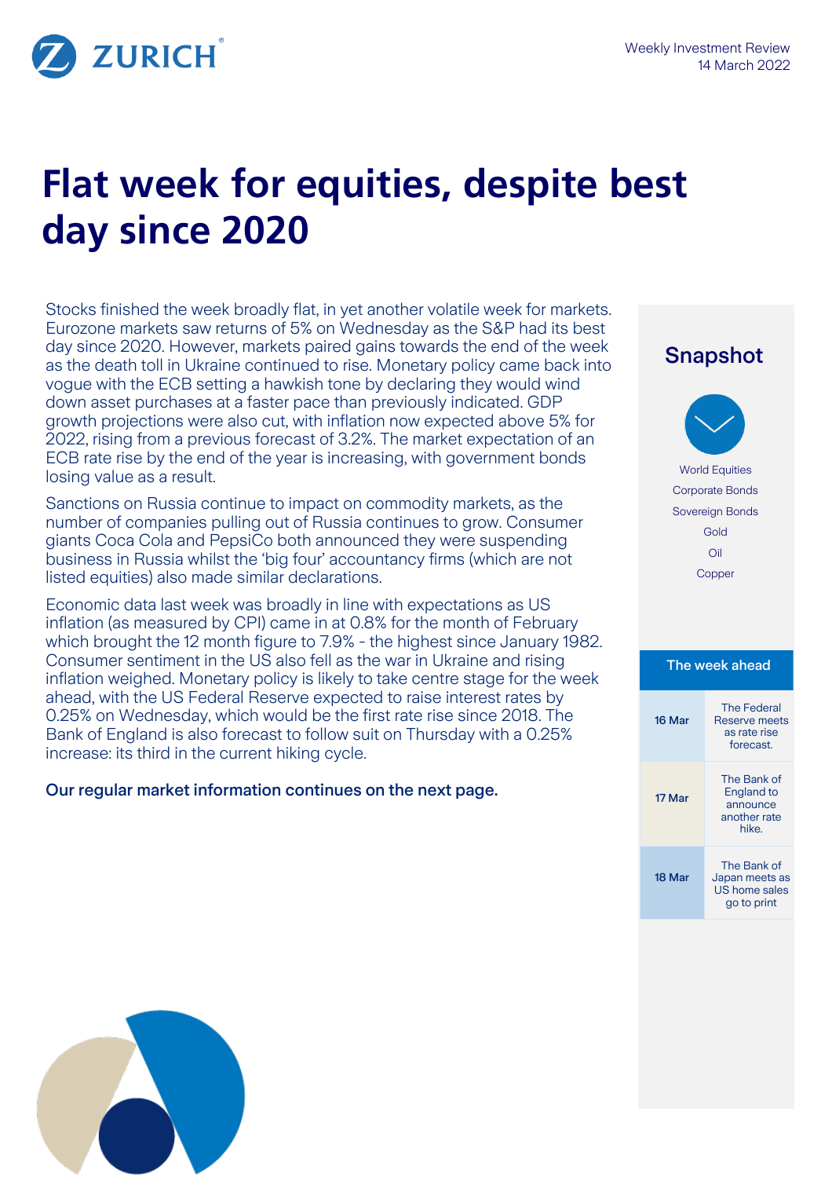Weekly Investment Review
14 March 2022

# Flat week for equities, despite best day since 2020

Stocks finished the week broadly flat, in yet another volatile week for markets. Eurozone markets saw returns of 5% on Wednesday as the S&P had its best day since 2020. However, markets paired gains towards the end of the week as the death toll in Ukraine continued to rise. Monetary policy came back into vogue with the ECB setting a hawkish tone by declaring they would wind down asset purchases at a faster pace than previously indicated. GDP growth projections were also cut, with inflation now expected above 5% for 2022, rising from a previous forecast of 3.2%. The market expectation of an ECB rate rise by the end of the year is increasing, with government bonds losing value as a result.

Sanctions on Russia continue to impact on commodity markets, as the number of companies pulling out of Russia continues to grow. Consumer giants Coca Cola and PepsiCo both announced they were suspending business in Russia whilst the 'big four' accountancy firms (which are not listed equities) also made similar declarations.

Economic data last week was broadly in line with expectations as US inflation (as measured by CPI) came in at 0.8% for the month of February which brought the 12 month figure to 7.9% - the highest since January 1982. Consumer sentiment in the US also fell as the war in Ukraine and rising inflation weighed. Monetary policy is likely to take centre stage for the week ahead, with the US Federal Reserve expected to raise interest rates by 0.25% on Wednesday, which would be the first rate rise since 2018. The Bank of England is also forecast to follow suit on Thursday with a 0.25% increase: its third in the current hiking cycle.

**Our regular market information continues on the next page.**

## Snapshot

World Equities
Corporate Bonds
Sovereign Bonds
Gold
Oil
Copper

| The week ahead | |
|---|---|
| 16 Mar | The Federal Reserve meets as rate rise forecast. |
| 17 Mar | The Bank of England to announce another rate hike. |
| 18 Mar | The Bank of Japan meets as US home sales go to print |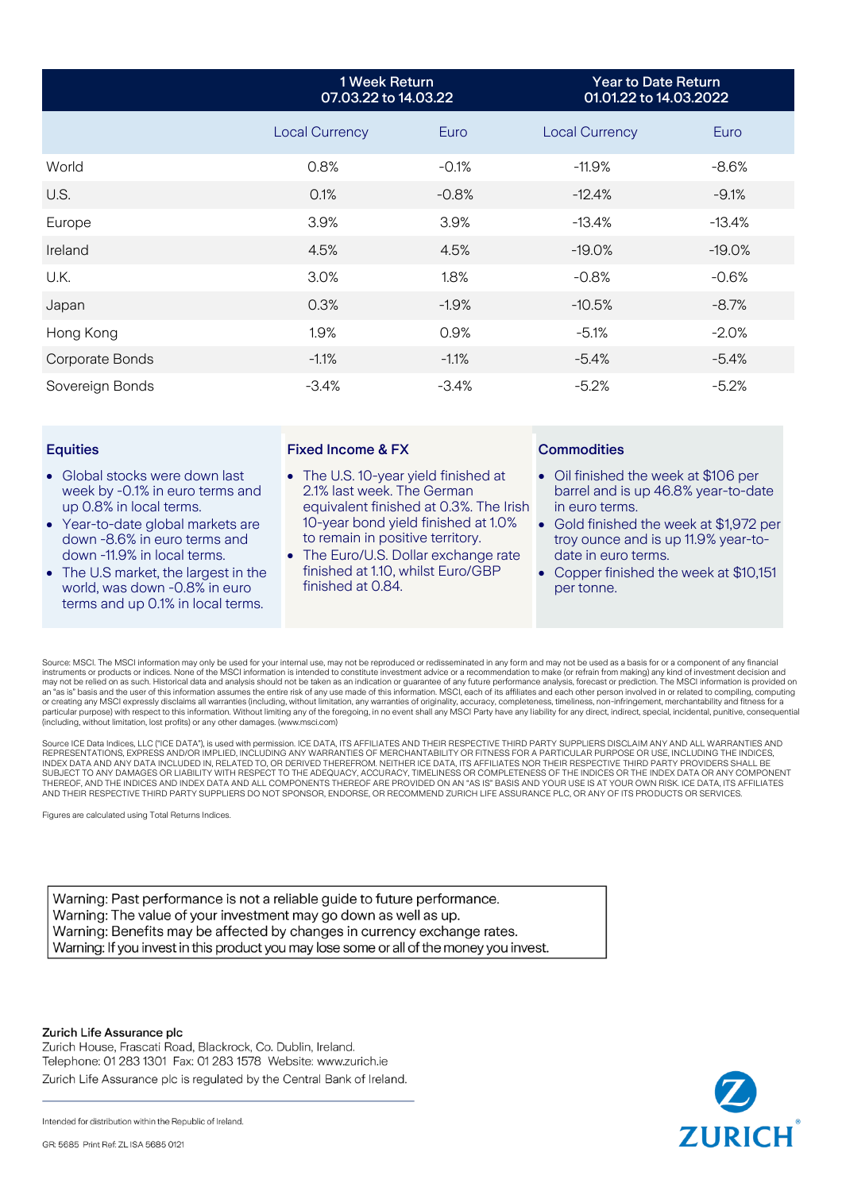| | 1 Week Return 07.03.22 to 14.03.22 | | Year to Date Return 01.01.22 to 14.03.2022 | |
|---|---|---|---|---|
| | Local Currency | Euro | Local Currency | Euro |
| World | 0.8% | -0.1% | -11.9% | -8.6% |
| U.S. | 0.1% | -0.8% | -12.4% | -9.1% |
| Europe | 3.9% | 3.9% | -13.4% | -13.4% |
| Ireland | 4.5% | 4.5% | -19.0% | -19.0% |
| U.K. | 3.0% | 1.8% | -0.8% | -0.6% |
| Japan | 0.3% | -1.9% | -10.5% | -8.7% |
| Hong Kong | 1.9% | 0.9% | -5.1% | -2.0% |
| Corporate Bonds | -1.1% | -1.1% | -5.4% | -5.4% |
| Sovereign Bonds | -3.4% | -3.4% | -5.2% | -5.2% |

### Equities

- Global stocks were down last week by -0.1% in euro terms and up 0.8% in local terms.
- Year-to-date global markets are down -8.6% in euro terms and down -11.9% in local terms.
- The U.S market, the largest in the world, was down -0.8% in euro terms and up 0.1% in local terms.

### Fixed Income & FX

- The U.S. 10-year yield finished at 2.1% last week. The German equivalent finished at 0.3%. The Irish 10-year bond yield finished at 1.0% to remain in positive territory.
- The Euro/U.S. Dollar exchange rate finished at 1.10, whilst Euro/GBP finished at 0.84.

### Commodities

- Oil finished the week at $106 per barrel and is up 46.8% year-to-date in euro terms.
- Gold finished the week at $1,972 per troy ounce and is up 11.9% year-to-date in euro terms.
- Copper finished the week at $10,151 per tonne.

Source: MSCI. The MSCI information may only be used for your internal use, may not be reproduced or redisseminated in any form and may not be used as a basis for or a component of any financial instruments or products or indices. None of the MSCI information is intended to constitute investment advice or a recommendation to make (or refrain from making) any kind of investment decision and may not be relied on as such. Historical data and analysis should not be taken as an indication or guarantee of any future performance analysis, forecast or prediction. The MSCI information is provided on an "as is" basis and the user of this information assumes the entire risk of any use made of this information. MSCI, each of its affiliates and each other person involved in or related to compiling, computing or creating any MSCI expressly disclaims all warranties (including, without limitation, any warranties of originality, accuracy, completeness, timeliness, non-infringement, merchantability and fitness for a particular purpose) with respect to this information. Without limiting any of the foregoing, in no event shall any MSCI Party have any liability for any direct, indirect, special, incidental, punitive, consequential (including, without limitation, lost profits) or any other damages. (www.msci.com)

Source ICE Data Indices, LLC ("ICE DATA"), is used with permission. ICE DATA, ITS AFFILIATES AND THEIR RESPECTIVE THIRD PARTY SUPPLIERS DISCLAIM ANY AND ALL WARRANTIES AND REPRESENTATIONS, EXPRESS AND/OR IMPLIED, INCLUDING ANY WARRANTIES OF MERCHANTABILITY OR FITNESS FOR A PARTICULAR PURPOSE OR USE, INCLUDING THE INDICES, INDEX DATA AND ANY DATA INCLUDED IN, RELATED TO, OR DERIVED THEREFROM. NEITHER ICE DATA, ITS AFFILIATES NOR THEIR RESPECTIVE THIRD PARTY PROVIDERS SHALL BE SUBJECT TO ANY DAMAGES OR LIABILITY WITH RESPECT TO THE ADEQUACY, ACCURACY, TIMELINESS OR COMPLETENESS OF THE INDICES OR THE INDEX DATA OR ANY COMPONENT THEREOF, AND THE INDICES AND INDEX DATA AND ALL COMPONENTS THEREOF ARE PROVIDED ON AN "AS IS" BASIS AND YOUR USE IS AT YOUR OWN RISK. ICE DATA, ITS AFFILIATES AND THEIR RESPECTIVE THIRD PARTY SUPPLIERS DO NOT SPONSOR, ENDORSE, OR RECOMMEND ZURICH LIFE ASSURANCE PLC, OR ANY OF ITS PRODUCTS OR SERVICES.

Figures are calculated using Total Returns Indices.

Warning: Past performance is not a reliable guide to future performance.
Warning: The value of your investment may go down as well as up.
Warning: Benefits may be affected by changes in currency exchange rates.
Warning: If you invest in this product you may lose some or all of the money you invest.

**Zurich Life Assurance plc**
Zurich House, Frascati Road, Blackrock, Co. Dublin, Ireland.
Telephone: 01 283 1301 Fax: 01 283 1578 Website: www.zurich.ie
Zurich Life Assurance plc is regulated by the Central Bank of Ireland.

Intended for distribution within the Republic of Ireland.

GR: 5685 Print Ref: ZL ISA 5685 0121

ZURICH